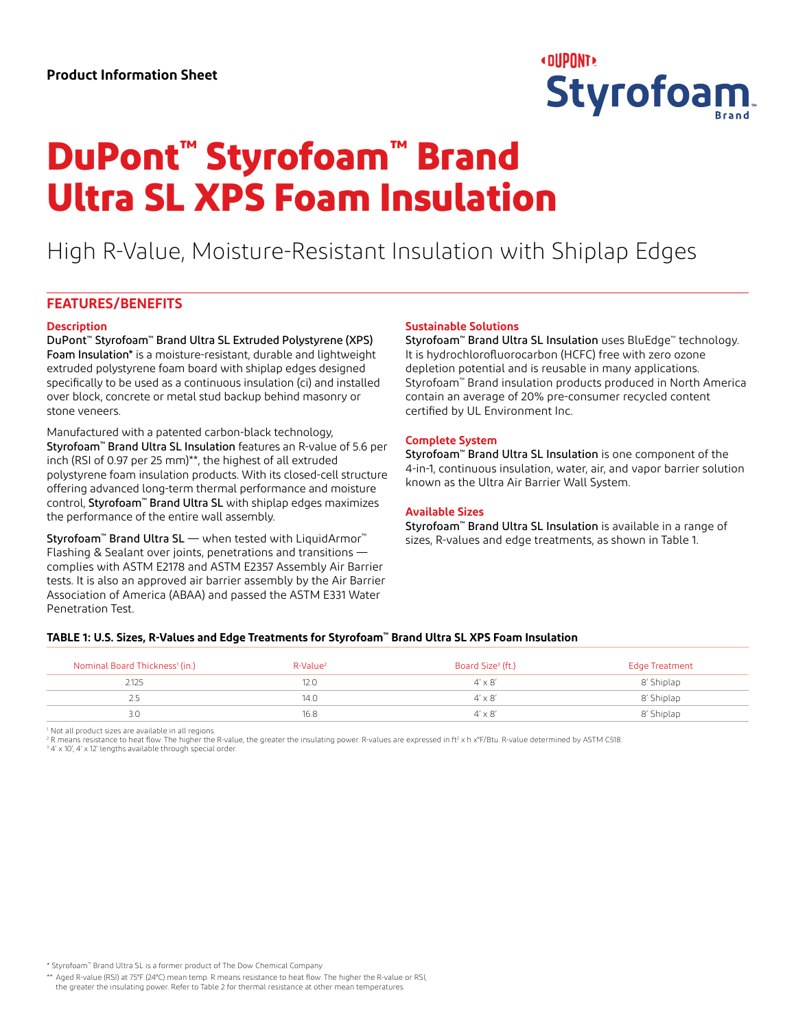Product Information Sheet

# DuPont™ Styrofoam™ Brand Ultra SL XPS Foam Insulation

High R-Value, Moisture-Resistant Insulation with Shiplap Edges

## FEATURES/BENEFITS

### Description

**DuPont™ Styrofoam™ Brand Ultra SL Extruded Polystyrene (XPS) Foam Insulation*** is a moisture-resistant, durable and lightweight extruded polystyrene foam board with shiplap edges designed specifically to be used as a continuous insulation (ci) and installed over block, concrete or metal stud backup behind masonry or stone veneers.

Manufactured with a patented carbon-black technology, **Styrofoam™ Brand Ultra SL Insulation** features an R-value of 5.6 per inch (RSI of 0.97 per 25 mm)**, the highest of all extruded polystyrene foam insulation products. With its closed-cell structure offering advanced long-term thermal performance and moisture control, **Styrofoam™ Brand Ultra SL** with shiplap edges maximizes the performance of the entire wall assembly.

**Styrofoam™ Brand Ultra SL** — when tested with LiquidArmor™ Flashing & Sealant over joints, penetrations and transitions — complies with ASTM E2178 and ASTM E2357 Assembly Air Barrier tests. It is also an approved air barrier assembly by the Air Barrier Association of America (ABAA) and passed the ASTM E331 Water Penetration Test.

### Sustainable Solutions

**Styrofoam™ Brand Ultra SL Insulation** uses BluEdge™ technology. It is hydrochlorofluorocarbon (HCFC) free with zero ozone depletion potential and is reusable in many applications. Styrofoam™ Brand insulation products produced in North America contain an average of 20% pre-consumer recycled content certified by UL Environment Inc.

### Complete System

**Styrofoam™ Brand Ultra SL Insulation** is one component of the 4-in-1, continuous insulation, water, air, and vapor barrier solution known as the Ultra Air Barrier Wall System.

### Available Sizes

**Styrofoam™ Brand Ultra SL Insulation** is available in a range of sizes, R-values and edge treatments, as shown in Table 1.

**TABLE 1: U.S. Sizes, R-Values and Edge Treatments for Styrofoam™ Brand Ultra SL XPS Foam Insulation**

| Nominal Board Thickness[1] (in.) | R-Value[2] | Board Size[3] (ft.) | Edge Treatment |
|---|---|---|---|
| 2.125 | 12.0 | 4' x 8' | 8' Shiplap |
| 2.5 | 14.0 | 4' x 8' | 8' Shiplap |
| 3.0 | 16.8 | 4' x 8' | 8' Shiplap |

[1] Not all product sizes are available in all regions.
[2] R means resistance to heat flow. The higher the R-value, the greater the insulating power. R-values are expressed in $ft^2$ x h x°F/Btu. R-value determined by ASTM C518.
[3] 4' x 10', 4' x 12' lengths available through special order.

* Styrofoam™ Brand Ultra SL is a former product of The Dow Chemical Company

** Aged R-value (RSI) at 75°F (24°C) mean temp. R means resistance to heat flow. The higher the R-value or RSI, the greater the insulating power. Refer to Table 2 for thermal resistance at other mean temperatures.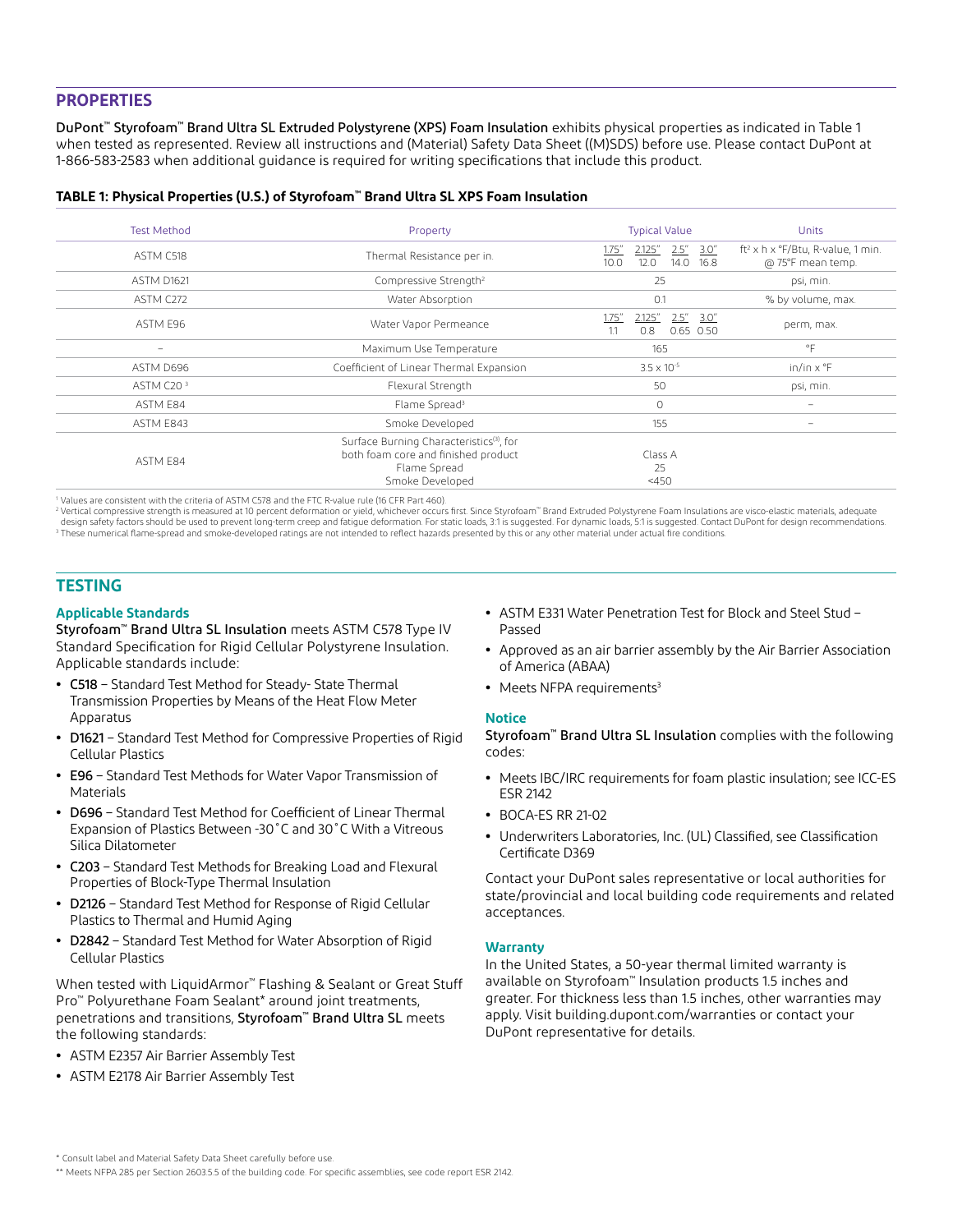## PROPERTIES

DuPont™ Styrofoam™ Brand Ultra SL Extruded Polystyrene (XPS) Foam Insulation exhibits physical properties as indicated in Table 1 when tested as represented. Review all instructions and (Material) Safety Data Sheet ((M)SDS) before use. Please contact DuPont at 1-866-583-2583 when additional guidance is required for writing specifications that include this product.

**TABLE 1: Physical Properties (U.S.) of Styrofoam™ Brand Ultra SL XPS Foam Insulation**

| Test Method | Property | Typical Value | Units |
|---|---|---|---|
| ASTM C518 | Thermal Resistance per in. | 1.75": 10.0; 2.125": 12.0; 2.5": 14.0; 3.0": 16.8 | $ft^2$ x h x °F/Btu, R-value, 1 min. @ 75°F mean temp. |
| ASTM D1621 | Compressive Strength[2] | 25 | psi, min. |
| ASTM C272 | Water Absorption | 0.1 | % by volume, max. |
| ASTM E96 | Water Vapor Permeance | 1.75": 1.1; 2.125": 0.8; 2.5": 0.65; 3.0": 0.50 | perm, max. |
| – | Maximum Use Temperature | 165 | °F |
| ASTM D696 | Coefficient of Linear Thermal Expansion | $3.5 \times 10^{-5}$ | in/in x °F |
| ASTM C20 [3] | Flexural Strength | 50 | psi, min. |
| ASTM E84 | Flame Spread[3] | 0 | – |
| ASTM E843 | Smoke Developed | 155 | – |
| ASTM E84 | Surface Burning Characteristics[(3)], for both foam core and finished product<br>Flame Spread<br>Smoke Developed | Class A<br>25<br><450 | |

[1] Values are consistent with the criteria of ASTM C578 and the FTC R-value rule (16 CFR Part 460).
[2] Vertical compressive strength is measured at 10 percent deformation or yield, whichever occurs first. Since Styrofoam™ Brand Extruded Polystyrene Foam Insulations are visco-elastic materials, adequate design safety factors should be used to prevent long-term creep and fatigue deformation. For static loads, 3:1 is suggested. For dynamic loads, 5:1 is suggested. Contact DuPont for design recommendations.
[3] These numerical flame-spread and smoke-developed ratings are not intended to reflect hazards presented by this or any other material under actual fire conditions.

## TESTING

### Applicable Standards

Styrofoam™ Brand Ultra SL Insulation meets ASTM C578 Type IV Standard Specification for Rigid Cellular Polystyrene Insulation. Applicable standards include:

- **C518** – Standard Test Method for Steady- State Thermal Transmission Properties by Means of the Heat Flow Meter Apparatus
- **D1621** – Standard Test Method for Compressive Properties of Rigid Cellular Plastics
- **E96** – Standard Test Methods for Water Vapor Transmission of Materials
- **D696** – Standard Test Method for Coefficient of Linear Thermal Expansion of Plastics Between -30˚C and 30˚C With a Vitreous Silica Dilatometer
- **C203** – Standard Test Methods for Breaking Load and Flexural Properties of Block-Type Thermal Insulation
- **D2126** – Standard Test Method for Response of Rigid Cellular Plastics to Thermal and Humid Aging
- **D2842** – Standard Test Method for Water Absorption of Rigid Cellular Plastics

When tested with LiquidArmor™ Flashing & Sealant or Great Stuff Pro™ Polyurethane Foam Sealant* around joint treatments, penetrations and transitions, Styrofoam™ Brand Ultra SL meets the following standards:

- ASTM E2357 Air Barrier Assembly Test
- ASTM E2178 Air Barrier Assembly Test
- ASTM E331 Water Penetration Test for Block and Steel Stud – Passed
- Approved as an air barrier assembly by the Air Barrier Association of America (ABAA)
- Meets NFPA requirements[3]

### Notice

Styrofoam™ Brand Ultra SL Insulation complies with the following codes:

- Meets IBC/IRC requirements for foam plastic insulation; see ICC-ES ESR 2142
- BOCA-ES RR 21-02
- Underwriters Laboratories, Inc. (UL) Classified, see Classification Certificate D369

Contact your DuPont sales representative or local authorities for state/provincial and local building code requirements and related acceptances.

### Warranty

In the United States, a 50-year thermal limited warranty is available on Styrofoam™ Insulation products 1.5 inches and greater. For thickness less than 1.5 inches, other warranties may apply. Visit building.dupont.com/warranties or contact your DuPont representative for details.

* Consult label and Material Safety Data Sheet carefully before use.
** Meets NFPA 285 per Section 2603.5.5 of the building code. For specific assemblies, see code report ESR 2142.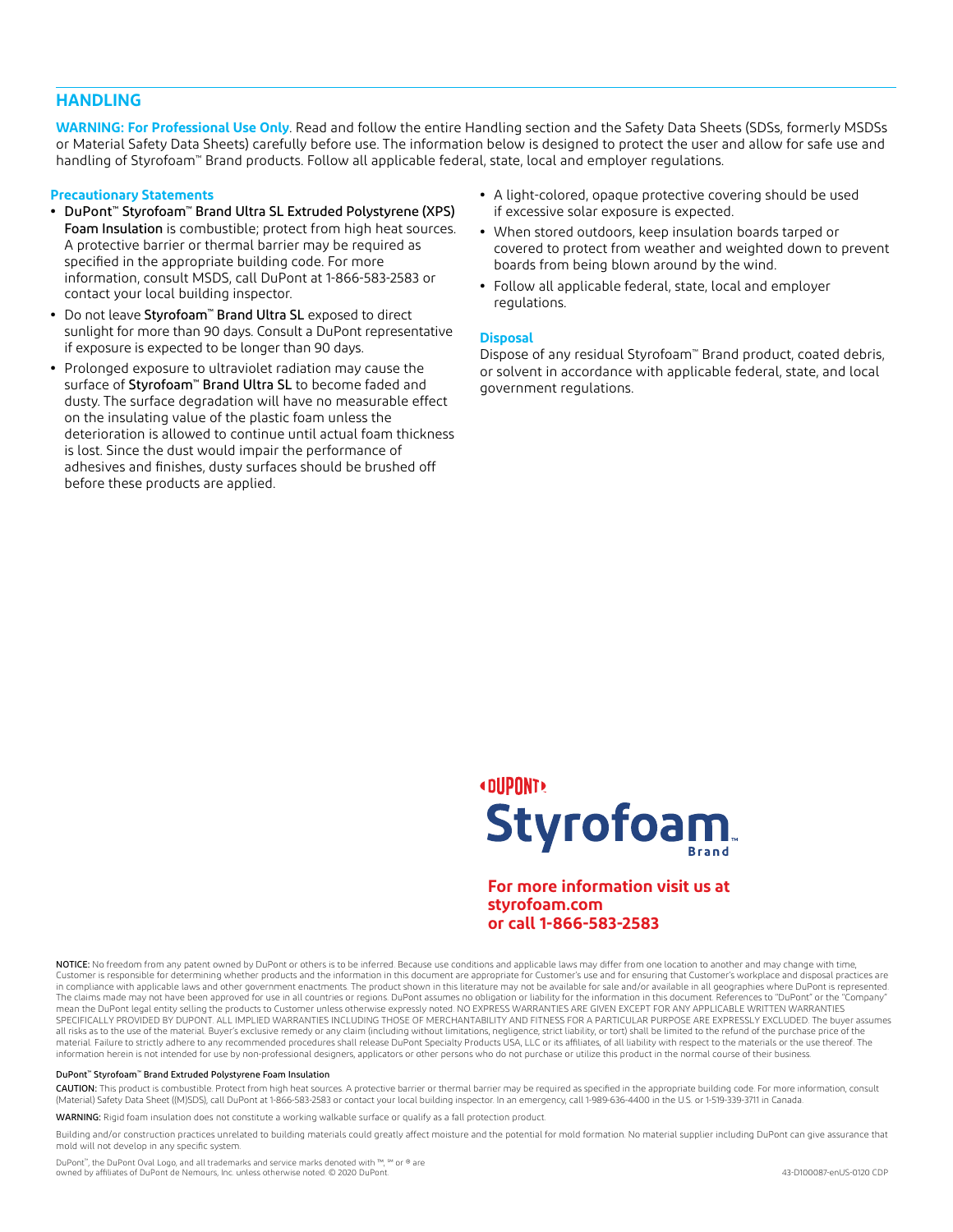## HANDLING

**WARNING: For Professional Use Only**. Read and follow the entire Handling section and the Safety Data Sheets (SDSs, formerly MSDSs or Material Safety Data Sheets) carefully before use. The information below is designed to protect the user and allow for safe use and handling of Styrofoam™ Brand products. Follow all applicable federal, state, local and employer regulations.

### Precautionary Statements

- DuPont™ Styrofoam™ Brand Ultra SL Extruded Polystyrene (XPS) Foam Insulation is combustible; protect from high heat sources. A protective barrier or thermal barrier may be required as specified in the appropriate building code. For more information, consult MSDS, call DuPont at 1-866-583-2583 or contact your local building inspector.
- Do not leave Styrofoam™ Brand Ultra SL exposed to direct sunlight for more than 90 days. Consult a DuPont representative if exposure is expected to be longer than 90 days.
- Prolonged exposure to ultraviolet radiation may cause the surface of Styrofoam™ Brand Ultra SL to become faded and dusty. The surface degradation will have no measurable effect on the insulating value of the plastic foam unless the deterioration is allowed to continue until actual foam thickness is lost. Since the dust would impair the performance of adhesives and finishes, dusty surfaces should be brushed off before these products are applied.
- A light-colored, opaque protective covering should be used if excessive solar exposure is expected.
- When stored outdoors, keep insulation boards tarped or covered to protect from weather and weighted down to prevent boards from being blown around by the wind.
- Follow all applicable federal, state, local and employer regulations.

### Disposal

Dispose of any residual Styrofoam™ Brand product, coated debris, or solvent in accordance with applicable federal, state, and local government regulations.

DUPONT Styrofoam Brand

**For more information visit us at styrofoam.com or call 1-866-583-2583**

NOTICE: No freedom from any patent owned by DuPont or others is to be inferred. Because use conditions and applicable laws may differ from one location to another and may change with time, Customer is responsible for determining whether products and the information in this document are appropriate for Customer's use and for ensuring that Customer's workplace and disposal practices are in compliance with applicable laws and other government enactments. The product shown in this literature may not be available for sale and/or available in all geographies where DuPont is represented. The claims made may not have been approved for use in all countries or regions. DuPont assumes no obligation or liability for the information in this document. References to "DuPont" or the "Company" mean the DuPont legal entity selling the products to Customer unless otherwise expressly noted. NO EXPRESS WARRANTIES ARE GIVEN EXCEPT FOR ANY APPLICABLE WRITTEN WARRANTIES SPECIFICALLY PROVIDED BY DUPONT. ALL IMPLIED WARRANTIES INCLUDING THOSE OF MERCHANTABILITY AND FITNESS FOR A PARTICULAR PURPOSE ARE EXPRESSLY EXCLUDED. The buyer assumes all risks as to the use of the material. Buyer's exclusive remedy or any claim (including without limitations, negligence, strict liability, or tort) shall be limited to the refund of the purchase price of the material. Failure to strictly adhere to any recommended procedures shall release DuPont Specialty Products USA, LLC or its affiliates, of all liability with respect to the materials or the use thereof. The information herein is not intended for use by non-professional designers, applicators or other persons who do not purchase or utilize this product in the normal course of their business.

DuPont™ Styrofoam™ Brand Extruded Polystyrene Foam Insulation

CAUTION: This product is combustible. Protect from high heat sources. A protective barrier or thermal barrier may be required as specified in the appropriate building code. For more information, consult (Material) Safety Data Sheet ((M)SDS), call DuPont at 1-866-583-2583 or contact your local building inspector. In an emergency, call 1-989-636-4400 in the U.S. or 1-519-339-3711 in Canada.

WARNING: Rigid foam insulation does not constitute a working walkable surface or qualify as a fall protection product.

Building and/or construction practices unrelated to building materials could greatly affect moisture and the potential for mold formation. No material supplier including DuPont can give assurance that mold will not develop in any specific system.

DuPont™, the DuPont Oval Logo, and all trademarks and service marks denoted with ™, ℠ or ® are owned by affiliates of DuPont de Nemours, Inc. unless otherwise noted. © 2020 DuPont.

43-D100087-enUS-0120 CDP